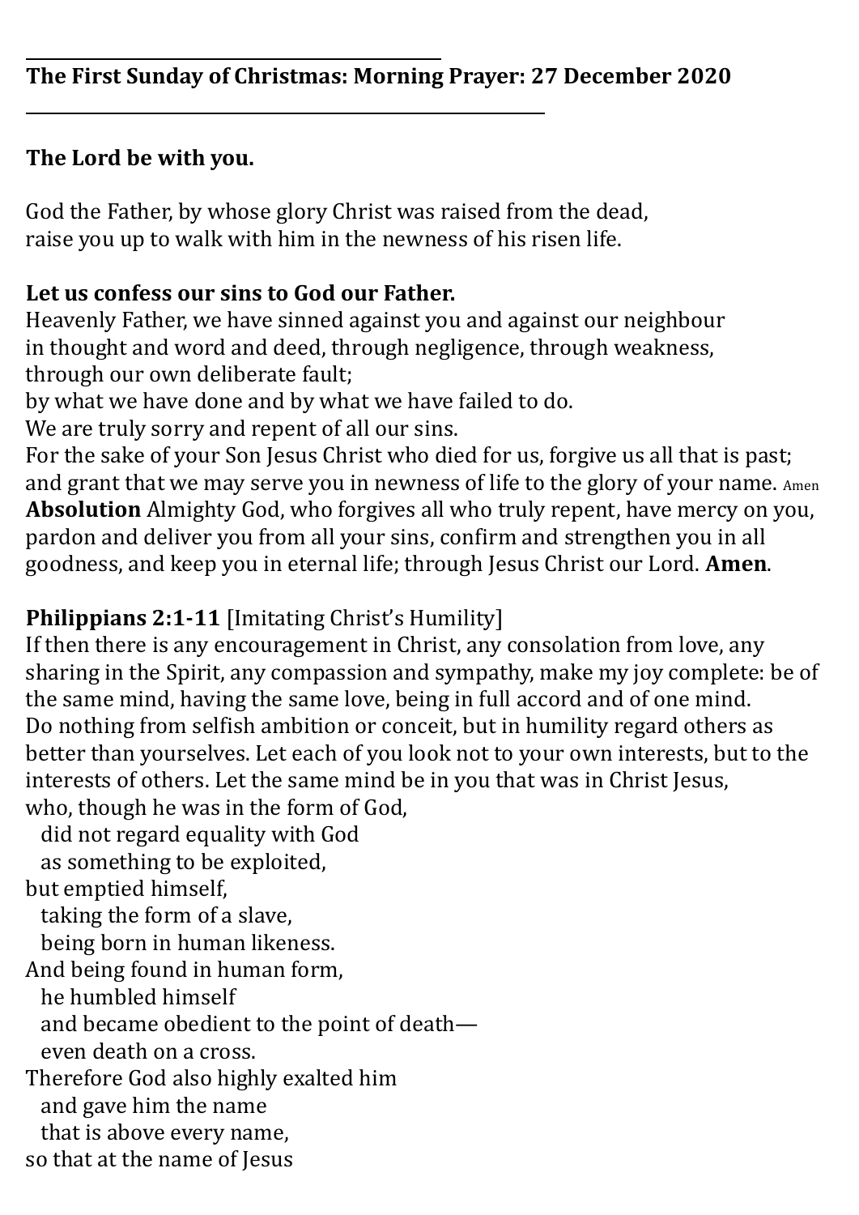**The First Sunday of Christmas: Morning Prayer: 27 December 2020**

**The Lord be with you.**

God the Father, by whose glory Christ was raised from the dead,
raise you up to walk with him in the newness of his risen life.

**Let us confess our sins to God our Father.**
Heavenly Father, we have sinned against you and against our neighbour
in thought and word and deed, through negligence, through weakness,
through our own deliberate fault;
by what we have done and by what we have failed to do.
We are truly sorry and repent of all our sins.
For the sake of your Son Jesus Christ who died for us, forgive us all that is past;
and grant that we may serve you in newness of life to the glory of your name. Amen
**Absolution** Almighty God, who forgives all who truly repent, have mercy on you, pardon and deliver you from all your sins, confirm and strengthen you in all goodness, and keep you in eternal life; through Jesus Christ our Lord. **Amen**.

**Philippians 2:1-11** [Imitating Christ's Humility]
If then there is any encouragement in Christ, any consolation from love, any sharing in the Spirit, any compassion and sympathy, make my joy complete: be of the same mind, having the same love, being in full accord and of one mind. Do nothing from selfish ambition or conceit, but in humility regard others as better than yourselves. Let each of you look not to your own interests, but to the interests of others. Let the same mind be in you that was in Christ Jesus,
who, though he was in the form of God,
  did not regard equality with God
  as something to be exploited,
but emptied himself,
  taking the form of a slave,
  being born in human likeness.
And being found in human form,
  he humbled himself
  and became obedient to the point of death—
  even death on a cross.
Therefore God also highly exalted him
  and gave him the name
  that is above every name,
so that at the name of Jesus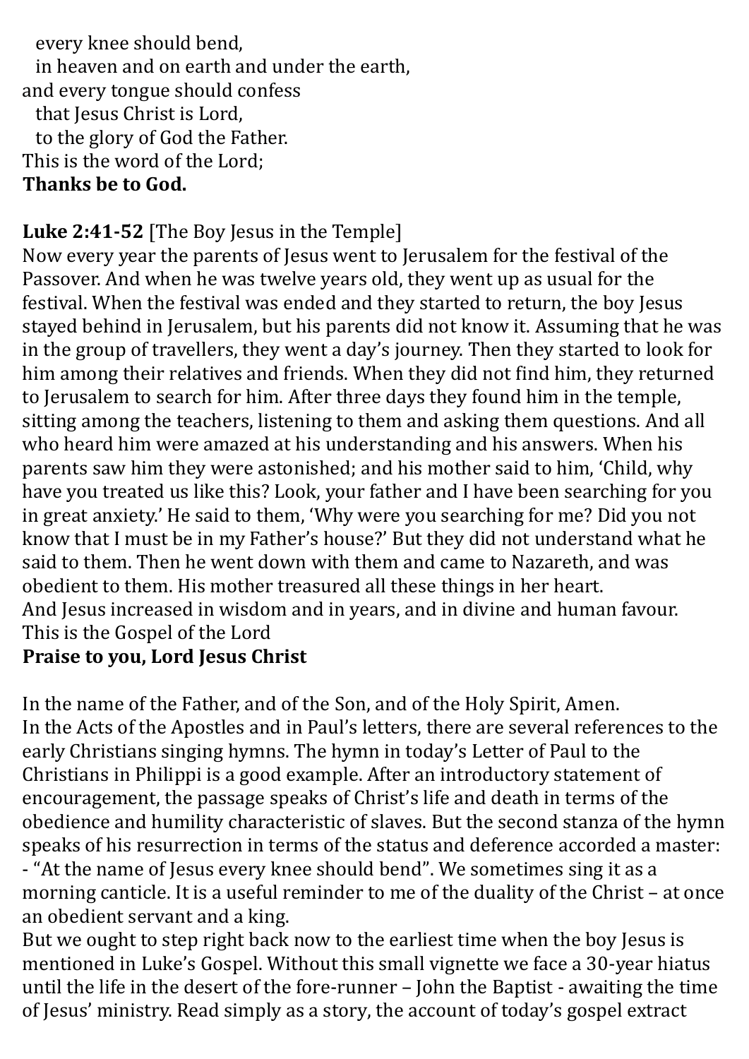every knee should bend,
in heaven and on earth and under the earth,
and every tongue should confess
that Jesus Christ is Lord,
to the glory of God the Father.
This is the word of the Lord;
**Thanks be to God.**

**Luke 2:41-52** [The Boy Jesus in the Temple]
Now every year the parents of Jesus went to Jerusalem for the festival of the Passover. And when he was twelve years old, they went up as usual for the festival. When the festival was ended and they started to return, the boy Jesus stayed behind in Jerusalem, but his parents did not know it. Assuming that he was in the group of travellers, they went a day's journey. Then they started to look for him among their relatives and friends. When they did not find him, they returned to Jerusalem to search for him. After three days they found him in the temple, sitting among the teachers, listening to them and asking them questions. And all who heard him were amazed at his understanding and his answers. When his parents saw him they were astonished; and his mother said to him, 'Child, why have you treated us like this? Look, your father and I have been searching for you in great anxiety.' He said to them, 'Why were you searching for me? Did you not know that I must be in my Father's house?' But they did not understand what he said to them. Then he went down with them and came to Nazareth, and was obedient to them. His mother treasured all these things in her heart.
And Jesus increased in wisdom and in years, and in divine and human favour.
This is the Gospel of the Lord
**Praise to you, Lord Jesus Christ**

In the name of the Father, and of the Son, and of the Holy Spirit, Amen.
In the Acts of the Apostles and in Paul's letters, there are several references to the early Christians singing hymns. The hymn in today's Letter of Paul to the Christians in Philippi is a good example. After an introductory statement of encouragement, the passage speaks of Christ's life and death in terms of the obedience and humility characteristic of slaves. But the second stanza of the hymn speaks of his resurrection in terms of the status and deference accorded a master: - "At the name of Jesus every knee should bend". We sometimes sing it as a morning canticle. It is a useful reminder to me of the duality of the Christ – at once an obedient servant and a king.
But we ought to step right back now to the earliest time when the boy Jesus is mentioned in Luke's Gospel. Without this small vignette we face a 30-year hiatus until the life in the desert of the fore-runner – John the Baptist - awaiting the time of Jesus' ministry. Read simply as a story, the account of today's gospel extract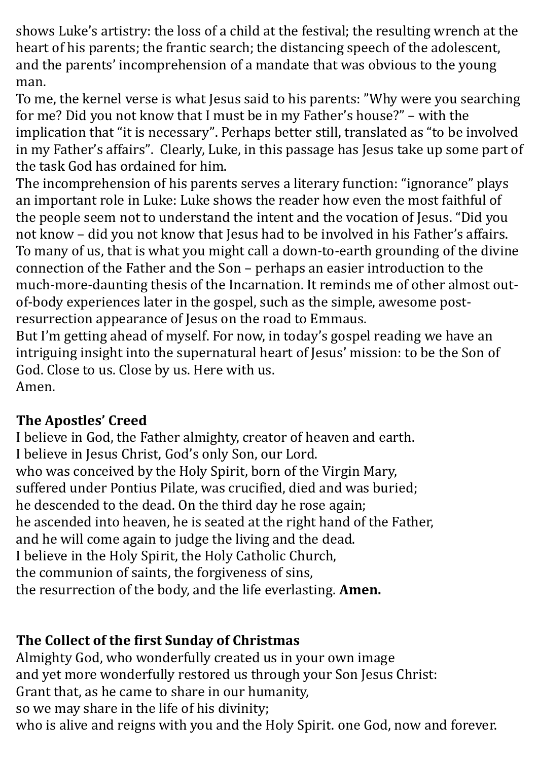shows Luke's artistry: the loss of a child at the festival; the resulting wrench at the heart of his parents; the frantic search; the distancing speech of the adolescent, and the parents' incomprehension of a mandate that was obvious to the young man.

To me, the kernel verse is what Jesus said to his parents: "Why were you searching for me? Did you not know that I must be in my Father's house?" – with the implication that "it is necessary". Perhaps better still, translated as "to be involved in my Father's affairs". Clearly, Luke, in this passage has Jesus take up some part of the task God has ordained for him.

The incomprehension of his parents serves a literary function: "ignorance" plays an important role in Luke: Luke shows the reader how even the most faithful of the people seem not to understand the intent and the vocation of Jesus. "Did you not know – did you not know that Jesus had to be involved in his Father's affairs. To many of us, that is what you might call a down-to-earth grounding of the divine connection of the Father and the Son – perhaps an easier introduction to the much-more-daunting thesis of the Incarnation. It reminds me of other almost out-of-body experiences later in the gospel, such as the simple, awesome post-resurrection appearance of Jesus on the road to Emmaus.

But I'm getting ahead of myself. For now, in today's gospel reading we have an intriguing insight into the supernatural heart of Jesus' mission: to be the Son of God. Close to us. Close by us. Here with us.

Amen.

**The Apostles' Creed**

I believe in God, the Father almighty, creator of heaven and earth.
I believe in Jesus Christ, God's only Son, our Lord.
who was conceived by the Holy Spirit, born of the Virgin Mary,
suffered under Pontius Pilate, was crucified, died and was buried;
he descended to the dead. On the third day he rose again;
he ascended into heaven, he is seated at the right hand of the Father,
and he will come again to judge the living and the dead.
I believe in the Holy Spirit, the Holy Catholic Church,
the communion of saints, the forgiveness of sins,
the resurrection of the body, and the life everlasting. **Amen.**

**The Collect of the first Sunday of Christmas**

Almighty God, who wonderfully created us in your own image
and yet more wonderfully restored us through your Son Jesus Christ:
Grant that, as he came to share in our humanity,
so we may share in the life of his divinity;
who is alive and reigns with you and the Holy Spirit. one God, now and forever.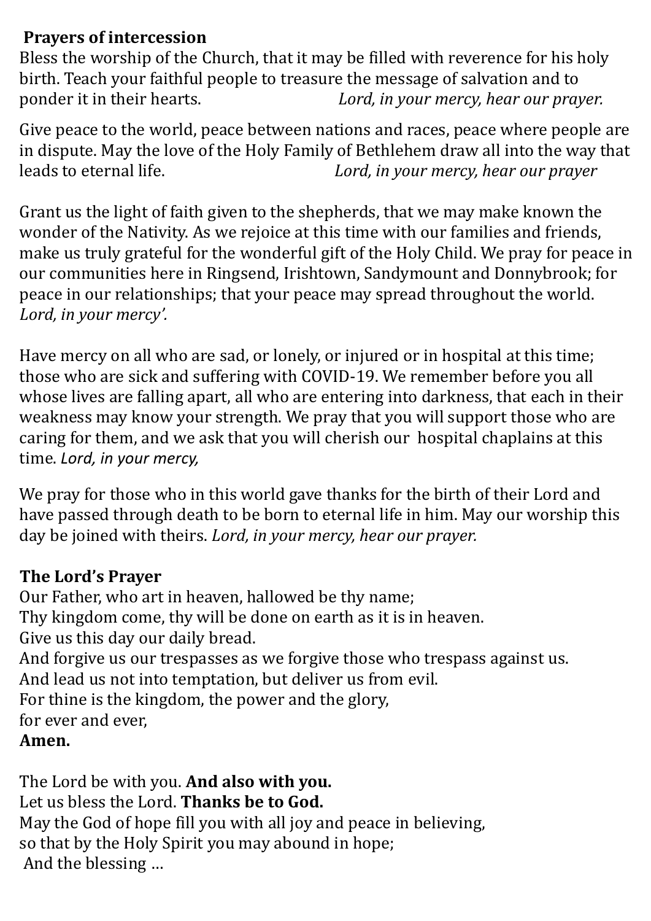**Prayers of intercession**

Bless the worship of the Church, that it may be filled with reverence for his holy birth. Teach your faithful people to treasure the message of salvation and to ponder it in their hearts. *Lord, in your mercy, hear our prayer.*

Give peace to the world, peace between nations and races, peace where people are in dispute. May the love of the Holy Family of Bethlehem draw all into the way that leads to eternal life. *Lord, in your mercy, hear our prayer*

Grant us the light of faith given to the shepherds, that we may make known the wonder of the Nativity. As we rejoice at this time with our families and friends, make us truly grateful for the wonderful gift of the Holy Child. We pray for peace in our communities here in Ringsend, Irishtown, Sandymount and Donnybrook; for peace in our relationships; that your peace may spread throughout the world. *Lord, in your mercy'.*

Have mercy on all who are sad, or lonely, or injured or in hospital at this time; those who are sick and suffering with COVID-19. We remember before you all whose lives are falling apart, all who are entering into darkness, that each in their weakness may know your strength. We pray that you will support those who are caring for them, and we ask that you will cherish our hospital chaplains at this time. *Lord, in your mercy,*

We pray for those who in this world gave thanks for the birth of their Lord and have passed through death to be born to eternal life in him. May our worship this day be joined with theirs. *Lord, in your mercy, hear our prayer.*

**The Lord's Prayer**

Our Father, who art in heaven, hallowed be thy name;
Thy kingdom come, thy will be done on earth as it is in heaven.
Give us this day our daily bread.
And forgive us our trespasses as we forgive those who trespass against us.
And lead us not into temptation, but deliver us from evil.
For thine is the kingdom, the power and the glory,
for ever and ever,
**Amen.**

The Lord be with you. **And also with you.**
Let us bless the Lord. **Thanks be to God.**
May the God of hope fill you with all joy and peace in believing,
so that by the Holy Spirit you may abound in hope;
And the blessing …